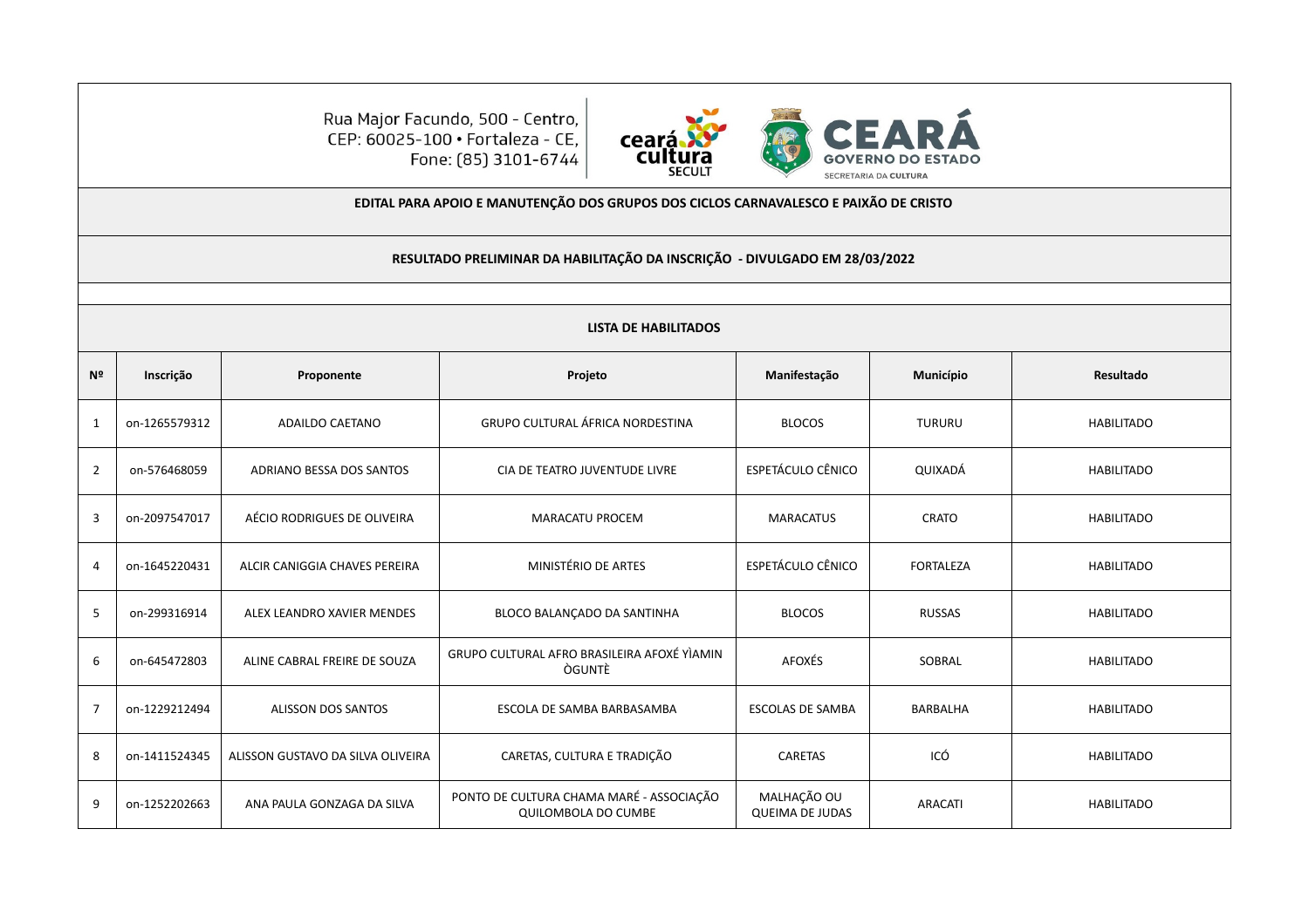Rua Major Facundo, 500 - Centro,
CEP: 60025-100 • Fortaleza - CE,
Fone: (85) 3101-6744

ceará cultura SECULT

CEARÁ GOVERNO DO ESTADO
SECRETARIA DA CULTURA

## EDITAL PARA APOIO E MANUTENÇÃO DOS GRUPOS DOS CICLOS CARNAVALESCO E PAIXÃO DE CRISTO

### RESULTADO PRELIMINAR DA HABILITAÇÃO DA INSCRIÇÃO - DIVULGADO EM 28/03/2022

### LISTA DE HABILITADOS

| Nº | Inscrição | Proponente | Projeto | Manifestação | Município | Resultado |
|---|---|---|---|---|---|---|
| 1 | on-1265579312 | ADAILDO CAETANO | GRUPO CULTURAL ÁFRICA NORDESTINA | BLOCOS | TURURU | HABILITADO |
| 2 | on-576468059 | ADRIANO BESSA DOS SANTOS | CIA DE TEATRO JUVENTUDE LIVRE | ESPETÁCULO CÊNICO | QUIXADÁ | HABILITADO |
| 3 | on-2097547017 | AÉCIO RODRIGUES DE OLIVEIRA | MARACATU PROCEM | MARACATUS | CRATO | HABILITADO |
| 4 | on-1645220431 | ALCIR CANIGGIA CHAVES PEREIRA | MINISTÉRIO DE ARTES | ESPETÁCULO CÊNICO | FORTALEZA | HABILITADO |
| 5 | on-299316914 | ALEX LEANDRO XAVIER MENDES | BLOCO BALANÇADO DA SANTINHA | BLOCOS | RUSSAS | HABILITADO |
| 6 | on-645472803 | ALINE CABRAL FREIRE DE SOUZA | GRUPO CULTURAL AFRO BRASILEIRA AFOXÉ YÌAMIN ÒGUNTÈ | AFOXÉS | SOBRAL | HABILITADO |
| 7 | on-1229212494 | ALISSON DOS SANTOS | ESCOLA DE SAMBA BARBASAMBA | ESCOLAS DE SAMBA | BARBALHA | HABILITADO |
| 8 | on-1411524345 | ALISSON GUSTAVO DA SILVA OLIVEIRA | CARETAS, CULTURA E TRADIÇÃO | CARETAS | ICÓ | HABILITADO |
| 9 | on-1252202663 | ANA PAULA GONZAGA DA SILVA | PONTO DE CULTURA CHAMA MARÉ - ASSOCIAÇÃO QUILOMBOLA DO CUMBE | MALHAÇÃO OU QUEIMA DE JUDAS | ARACATI | HABILITADO |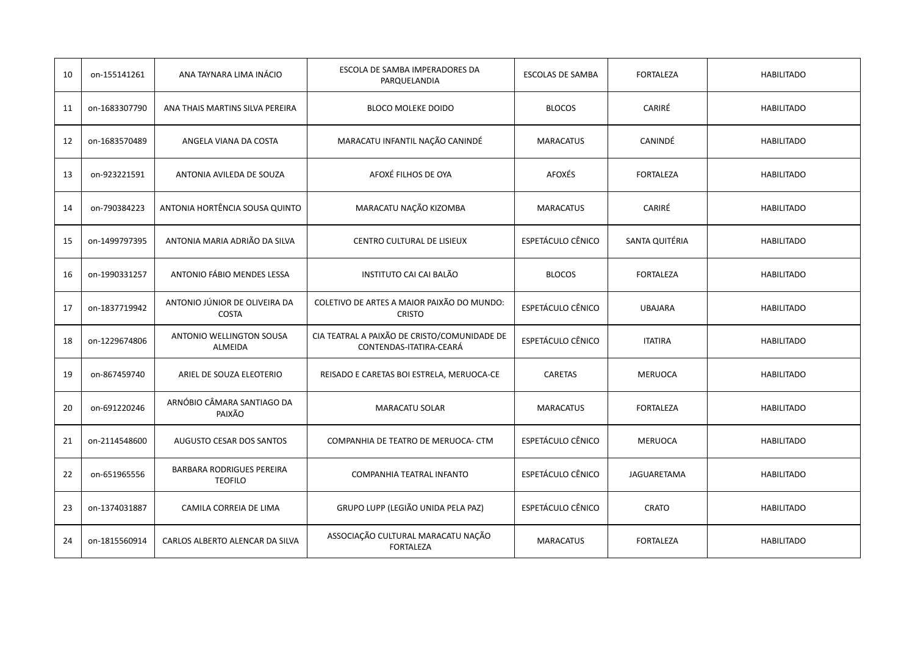| 10 | on-155141261 | ANA TAYNARA LIMA INÁCIO | ESCOLA DE SAMBA IMPERADORES DA PARQUELANDIA | ESCOLAS DE SAMBA | FORTALEZA | HABILITADO |
|---|---|---|---|---|---|---|
| 11 | on-1683307790 | ANA THAIS MARTINS SILVA PEREIRA | BLOCO MOLEKE DOIDO | BLOCOS | CARIRÉ | HABILITADO |
| 12 | on-1683570489 | ANGELA VIANA DA COSTA | MARACATU INFANTIL NAÇÃO CANINDÉ | MARACATUS | CANINDÉ | HABILITADO |
| 13 | on-923221591 | ANTONIA AVILEDA DE SOUZA | AFOXÉ FILHOS DE OYA | AFOXÉS | FORTALEZA | HABILITADO |
| 14 | on-790384223 | ANTONIA HORTÊNCIA SOUSA QUINTO | MARACATU NAÇÃO KIZOMBA | MARACATUS | CARIRÉ | HABILITADO |
| 15 | on-1499797395 | ANTONIA MARIA ADRIÃO DA SILVA | CENTRO CULTURAL DE LISIEUX | ESPETÁCULO CÊNICO | SANTA QUITÉRIA | HABILITADO |
| 16 | on-1990331257 | ANTONIO FÁBIO MENDES LESSA | INSTITUTO CAI CAI BALÃO | BLOCOS | FORTALEZA | HABILITADO |
| 17 | on-1837719942 | ANTONIO JÚNIOR DE OLIVEIRA DA COSTA | COLETIVO DE ARTES A MAIOR PAIXÃO DO MUNDO: CRISTO | ESPETÁCULO CÊNICO | UBAJARA | HABILITADO |
| 18 | on-1229674806 | ANTONIO WELLINGTON SOUSA ALMEIDA | CIA TEATRAL A PAIXÃO DE CRISTO/COMUNIDADE DE CONTENDAS-ITATIRA-CEARÁ | ESPETÁCULO CÊNICO | ITATIRA | HABILITADO |
| 19 | on-867459740 | ARIEL DE SOUZA ELEOTERIO | REISADO E CARETAS BOI ESTRELA, MERUOCA-CE | CARETAS | MERUOCA | HABILITADO |
| 20 | on-691220246 | ARNÓBIO CÂMARA SANTIAGO DA PAIXÃO | MARACATU SOLAR | MARACATUS | FORTALEZA | HABILITADO |
| 21 | on-2114548600 | AUGUSTO CESAR DOS SANTOS | COMPANHIA DE TEATRO DE MERUOCA- CTM | ESPETÁCULO CÊNICO | MERUOCA | HABILITADO |
| 22 | on-651965556 | BARBARA RODRIGUES PEREIRA TEOFILO | COMPANHIA TEATRAL INFANTO | ESPETÁCULO CÊNICO | JAGUARETAMA | HABILITADO |
| 23 | on-1374031887 | CAMILA CORREIA DE LIMA | GRUPO LUPP (LEGIÃO UNIDA PELA PAZ) | ESPETÁCULO CÊNICO | CRATO | HABILITADO |
| 24 | on-1815560914 | CARLOS ALBERTO ALENCAR DA SILVA | ASSOCIAÇÃO CULTURAL MARACATU NAÇÃO FORTALEZA | MARACATUS | FORTALEZA | HABILITADO |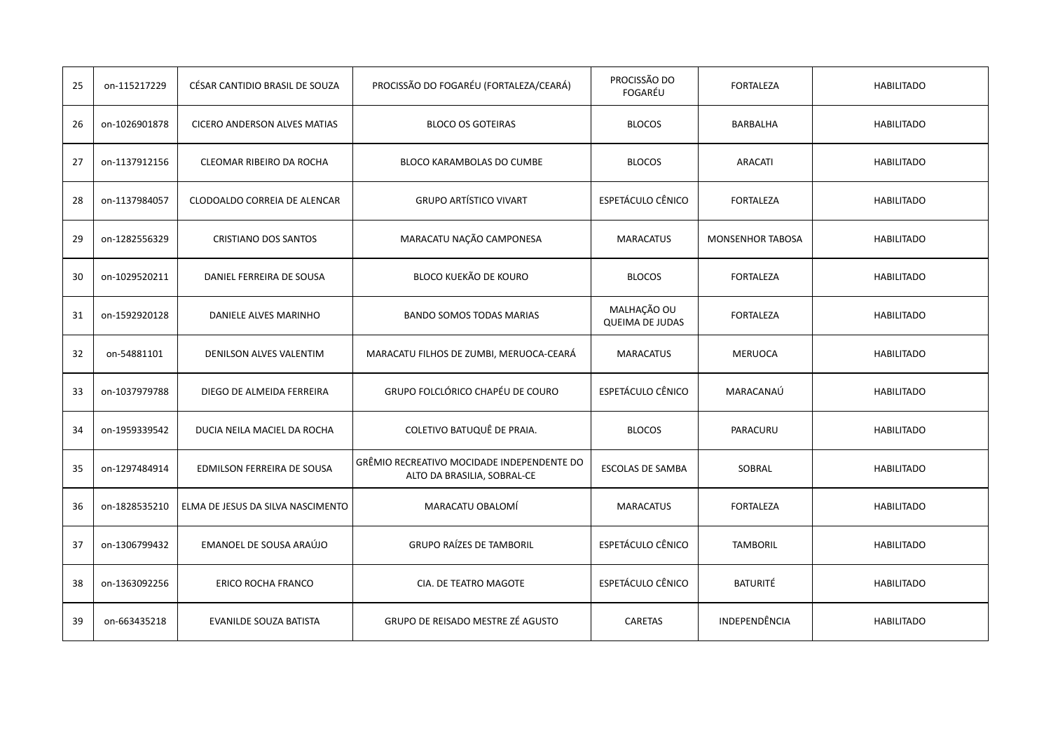| 25 | on-115217229 | CÉSAR CANTIDIO BRASIL DE SOUZA | PROCISSÃO DO FOGARÉU (FORTALEZA/CEARÁ) | PROCISSÃO DO FOGARÉU | FORTALEZA | HABILITADO |
|---|---|---|---|---|---|---|
| 26 | on-1026901878 | CICERO ANDERSON ALVES MATIAS | BLOCO OS GOTEIRAS | BLOCOS | BARBALHA | HABILITADO |
| 27 | on-1137912156 | CLEOMAR RIBEIRO DA ROCHA | BLOCO KARAMBOLAS DO CUMBE | BLOCOS | ARACATI | HABILITADO |
| 28 | on-1137984057 | CLODOALDO CORREIA DE ALENCAR | GRUPO ARTÍSTICO VIVART | ESPETÁCULO CÊNICO | FORTALEZA | HABILITADO |
| 29 | on-1282556329 | CRISTIANO DOS SANTOS | MARACATU NAÇÃO CAMPONESA | MARACATUS | MONSENHOR TABOSA | HABILITADO |
| 30 | on-1029520211 | DANIEL FERREIRA DE SOUSA | BLOCO KUEKÃO DE KOURO | BLOCOS | FORTALEZA | HABILITADO |
| 31 | on-1592920128 | DANIELE ALVES MARINHO | BANDO SOMOS TODAS MARIAS | MALHAÇÃO OU QUEIMA DE JUDAS | FORTALEZA | HABILITADO |
| 32 | on-54881101 | DENILSON ALVES VALENTIM | MARACATU FILHOS DE ZUMBI, MERUOCA-CEARÁ | MARACATUS | MERUOCA | HABILITADO |
| 33 | on-1037979788 | DIEGO DE ALMEIDA FERREIRA | GRUPO FOLCLÓRICO CHAPÉU DE COURO | ESPETÁCULO CÊNICO | MARACANAÚ | HABILITADO |
| 34 | on-1959339542 | DUCIA NEILA MACIEL DA ROCHA | COLETIVO BATUQUÊ DE PRAIA. | BLOCOS | PARACURU | HABILITADO |
| 35 | on-1297484914 | EDMILSON FERREIRA DE SOUSA | GRÊMIO RECREATIVO MOCIDADE INDEPENDENTE DO ALTO DA BRASILIA, SOBRAL-CE | ESCOLAS DE SAMBA | SOBRAL | HABILITADO |
| 36 | on-1828535210 | ELMA DE JESUS DA SILVA NASCIMENTO | MARACATU OBALOMÍ | MARACATUS | FORTALEZA | HABILITADO |
| 37 | on-1306799432 | EMANOEL DE SOUSA ARAÚJO | GRUPO RAÍZES DE TAMBORIL | ESPETÁCULO CÊNICO | TAMBORIL | HABILITADO |
| 38 | on-1363092256 | ERICO ROCHA FRANCO | CIA. DE TEATRO MAGOTE | ESPETÁCULO CÊNICO | BATURITÉ | HABILITADO |
| 39 | on-663435218 | EVANILDE SOUZA BATISTA | GRUPO DE REISADO MESTRE ZÉ AGUSTO | CARETAS | INDEPENDÊNCIA | HABILITADO |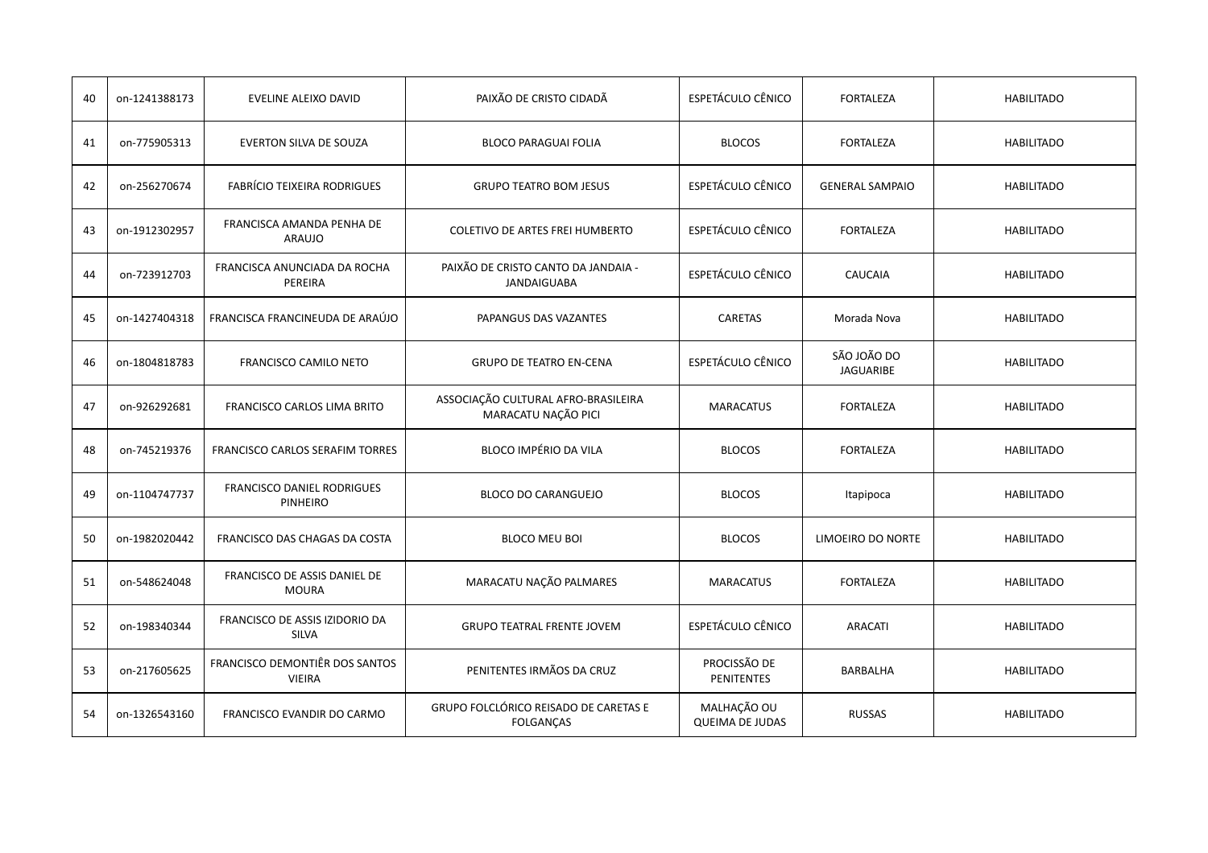| 40 | on-1241388173 | EVELINE ALEIXO DAVID | PAIXÃO DE CRISTO CIDADÃ | ESPETÁCULO CÊNICO | FORTALEZA | HABILITADO |
|---|---|---|---|---|---|---|
| 41 | on-775905313 | EVERTON SILVA DE SOUZA | BLOCO PARAGUAI FOLIA | BLOCOS | FORTALEZA | HABILITADO |
| 42 | on-256270674 | FABRÍCIO TEIXEIRA RODRIGUES | GRUPO TEATRO BOM JESUS | ESPETÁCULO CÊNICO | GENERAL SAMPAIO | HABILITADO |
| 43 | on-1912302957 | FRANCISCA AMANDA PENHA DE ARAUJO | COLETIVO DE ARTES FREI HUMBERTO | ESPETÁCULO CÊNICO | FORTALEZA | HABILITADO |
| 44 | on-723912703 | FRANCISCA ANUNCIADA DA ROCHA PEREIRA | PAIXÃO DE CRISTO CANTO DA JANDAIA - JANDAIGUABA | ESPETÁCULO CÊNICO | CAUCAIA | HABILITADO |
| 45 | on-1427404318 | FRANCISCA FRANCINEUDA DE ARAÚJO | PAPANGUS DAS VAZANTES | CARETAS | Morada Nova | HABILITADO |
| 46 | on-1804818783 | FRANCISCO CAMILO NETO | GRUPO DE TEATRO EN-CENA | ESPETÁCULO CÊNICO | SÃO JOÃO DO JAGUARIBE | HABILITADO |
| 47 | on-926292681 | FRANCISCO CARLOS LIMA BRITO | ASSOCIAÇÃO CULTURAL AFRO-BRASILEIRA MARACATU NAÇÃO PICI | MARACATUS | FORTALEZA | HABILITADO |
| 48 | on-745219376 | FRANCISCO CARLOS SERAFIM TORRES | BLOCO IMPÉRIO DA VILA | BLOCOS | FORTALEZA | HABILITADO |
| 49 | on-1104747737 | FRANCISCO DANIEL RODRIGUES PINHEIRO | BLOCO DO CARANGUEJO | BLOCOS | Itapipoca | HABILITADO |
| 50 | on-1982020442 | FRANCISCO DAS CHAGAS DA COSTA | BLOCO MEU BOI | BLOCOS | LIMOEIRO DO NORTE | HABILITADO |
| 51 | on-548624048 | FRANCISCO DE ASSIS DANIEL DE MOURA | MARACATU NAÇÃO PALMARES | MARACATUS | FORTALEZA | HABILITADO |
| 52 | on-198340344 | FRANCISCO DE ASSIS IZIDORIO DA SILVA | GRUPO TEATRAL FRENTE JOVEM | ESPETÁCULO CÊNICO | ARACATI | HABILITADO |
| 53 | on-217605625 | FRANCISCO DEMONTIÊR DOS SANTOS VIEIRA | PENITENTES IRMÃOS DA CRUZ | PROCISSÃO DE PENITENTES | BARBALHA | HABILITADO |
| 54 | on-1326543160 | FRANCISCO EVANDIR DO CARMO | GRUPO FOLCLÓRICO REISADO DE CARETAS E FOLGANÇAS | MALHAÇÃO OU QUEIMA DE JUDAS | RUSSAS | HABILITADO |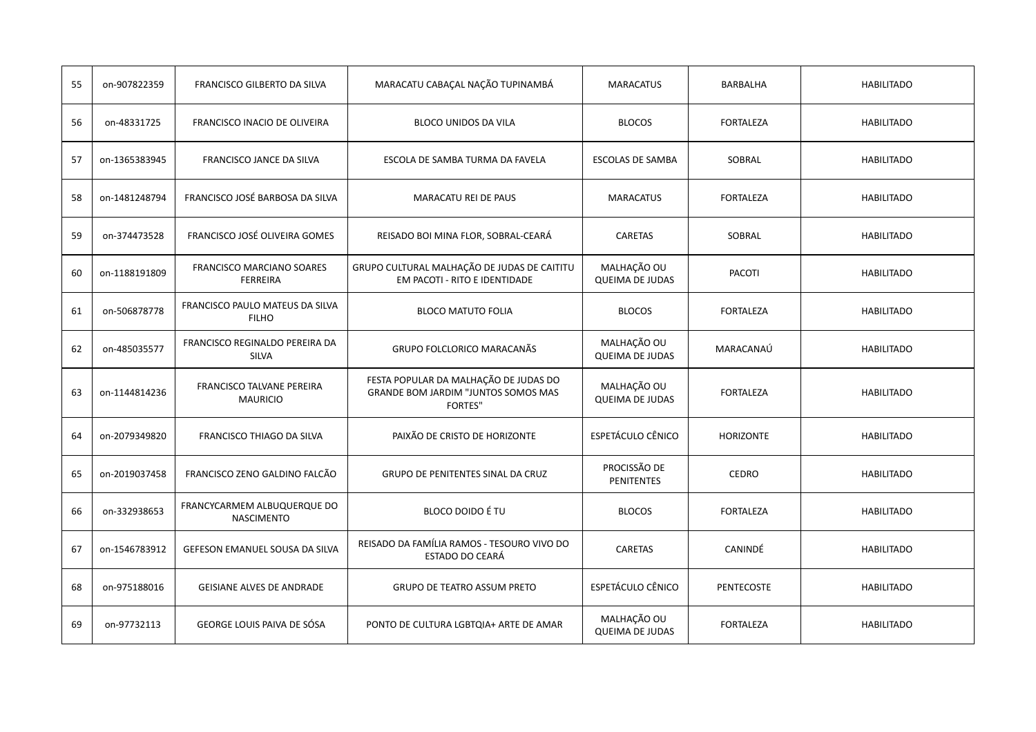| 55 | on-907822359 | FRANCISCO GILBERTO DA SILVA | MARACATU CABAÇAL NAÇÃO TUPINAMBÁ | MARACATUS | BARBALHA | HABILITADO |
|---|---|---|---|---|---|---|
| 56 | on-48331725 | FRANCISCO INACIO DE OLIVEIRA | BLOCO UNIDOS DA VILA | BLOCOS | FORTALEZA | HABILITADO |
| 57 | on-1365383945 | FRANCISCO JANCE DA SILVA | ESCOLA DE SAMBA TURMA DA FAVELA | ESCOLAS DE SAMBA | SOBRAL | HABILITADO |
| 58 | on-1481248794 | FRANCISCO JOSÉ BARBOSA DA SILVA | MARACATU REI DE PAUS | MARACATUS | FORTALEZA | HABILITADO |
| 59 | on-374473528 | FRANCISCO JOSÉ OLIVEIRA GOMES | REISADO BOI MINA FLOR, SOBRAL-CEARÁ | CARETAS | SOBRAL | HABILITADO |
| 60 | on-1188191809 | FRANCISCO MARCIANO SOARES FERREIRA | GRUPO CULTURAL MALHAÇÃO DE JUDAS DE CAITITU EM PACOTI - RITO E IDENTIDADE | MALHAÇÃO OU QUEIMA DE JUDAS | PACOTI | HABILITADO |
| 61 | on-506878778 | FRANCISCO PAULO MATEUS DA SILVA FILHO | BLOCO MATUTO FOLIA | BLOCOS | FORTALEZA | HABILITADO |
| 62 | on-485035577 | FRANCISCO REGINALDO PEREIRA DA SILVA | GRUPO FOLCLORICO MARACANÃS | MALHAÇÃO OU QUEIMA DE JUDAS | MARACANAÚ | HABILITADO |
| 63 | on-1144814236 | FRANCISCO TALVANE PEREIRA MAURICIO | FESTA POPULAR DA MALHAÇÃO DE JUDAS DO GRANDE BOM JARDIM "JUNTOS SOMOS MAS FORTES" | MALHAÇÃO OU QUEIMA DE JUDAS | FORTALEZA | HABILITADO |
| 64 | on-2079349820 | FRANCISCO THIAGO DA SILVA | PAIXÃO DE CRISTO DE HORIZONTE | ESPETÁCULO CÊNICO | HORIZONTE | HABILITADO |
| 65 | on-2019037458 | FRANCISCO ZENO GALDINO FALCÃO | GRUPO DE PENITENTES SINAL DA CRUZ | PROCISSÃO DE PENITENTES | CEDRO | HABILITADO |
| 66 | on-332938653 | FRANCYCARMEM ALBUQUERQUE DO NASCIMENTO | BLOCO DOIDO É TU | BLOCOS | FORTALEZA | HABILITADO |
| 67 | on-1546783912 | GEFESON EMANUEL SOUSA DA SILVA | REISADO DA FAMÍLIA RAMOS - TESOURO VIVO DO ESTADO DO CEARÁ | CARETAS | CANINDÉ | HABILITADO |
| 68 | on-975188016 | GEISIANE ALVES DE ANDRADE | GRUPO DE TEATRO ASSUM PRETO | ESPETÁCULO CÊNICO | PENTECOSTE | HABILITADO |
| 69 | on-97732113 | GEORGE LOUIS PAIVA DE SÓSA | PONTO DE CULTURA LGBTQIA+ ARTE DE AMAR | MALHAÇÃO OU QUEIMA DE JUDAS | FORTALEZA | HABILITADO |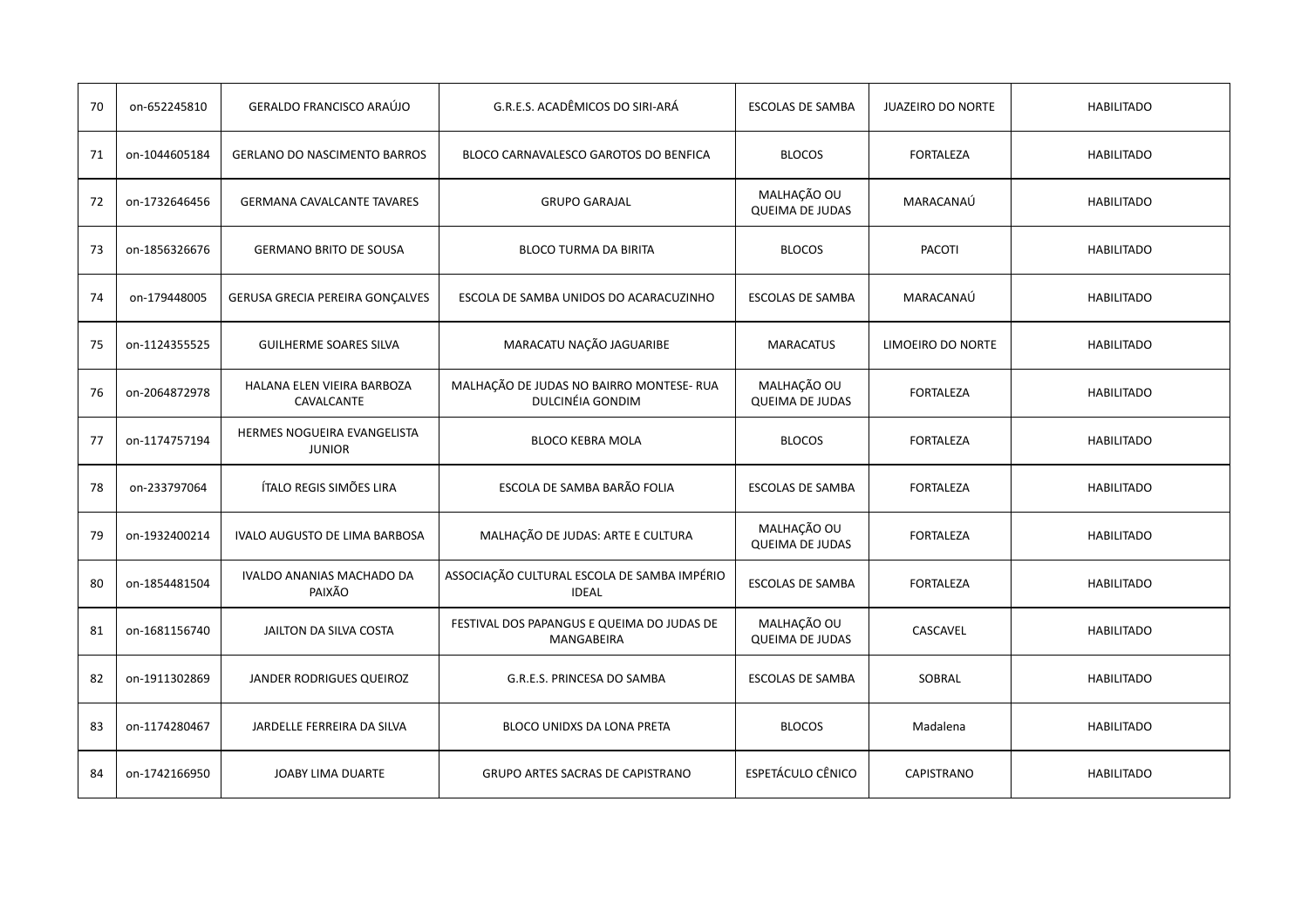| 70 | on-652245810 | GERALDO FRANCISCO ARAÚJO | G.R.E.S. ACADÊMICOS DO SIRI-ARÁ | ESCOLAS DE SAMBA | JUAZEIRO DO NORTE | HABILITADO |
|---|---|---|---|---|---|---|
| 71 | on-1044605184 | GERLANO DO NASCIMENTO BARROS | BLOCO CARNAVALESCO GAROTOS DO BENFICA | BLOCOS | FORTALEZA | HABILITADO |
| 72 | on-1732646456 | GERMANA CAVALCANTE TAVARES | GRUPO GARAJAL | MALHAÇÃO OU QUEIMA DE JUDAS | MARACANAÚ | HABILITADO |
| 73 | on-1856326676 | GERMANO BRITO DE SOUSA | BLOCO TURMA DA BIRITA | BLOCOS | PACOTI | HABILITADO |
| 74 | on-179448005 | GERUSA GRECIA PEREIRA GONÇALVES | ESCOLA DE SAMBA UNIDOS DO ACARACUZINHO | ESCOLAS DE SAMBA | MARACANAÚ | HABILITADO |
| 75 | on-1124355525 | GUILHERME SOARES SILVA | MARACATU NAÇÃO JAGUARIBE | MARACATUS | LIMOEIRO DO NORTE | HABILITADO |
| 76 | on-2064872978 | HALANA ELEN VIEIRA BARBOZA CAVALCANTE | MALHAÇÃO DE JUDAS NO BAIRRO MONTESE- RUA DULCINÉIA GONDIM | MALHAÇÃO OU QUEIMA DE JUDAS | FORTALEZA | HABILITADO |
| 77 | on-1174757194 | HERMES NOGUEIRA EVANGELISTA JUNIOR | BLOCO KEBRA MOLA | BLOCOS | FORTALEZA | HABILITADO |
| 78 | on-233797064 | ÍTALO REGIS SIMÕES LIRA | ESCOLA DE SAMBA BARÃO FOLIA | ESCOLAS DE SAMBA | FORTALEZA | HABILITADO |
| 79 | on-1932400214 | IVALO AUGUSTO DE LIMA BARBOSA | MALHAÇÃO DE JUDAS: ARTE E CULTURA | MALHAÇÃO OU QUEIMA DE JUDAS | FORTALEZA | HABILITADO |
| 80 | on-1854481504 | IVALDO ANANIAS MACHADO DA PAIXÃO | ASSOCIAÇÃO CULTURAL ESCOLA DE SAMBA IMPÉRIO IDEAL | ESCOLAS DE SAMBA | FORTALEZA | HABILITADO |
| 81 | on-1681156740 | JAILTON DA SILVA COSTA | FESTIVAL DOS PAPANGUS E QUEIMA DO JUDAS DE MANGABEIRA | MALHAÇÃO OU QUEIMA DE JUDAS | CASCAVEL | HABILITADO |
| 82 | on-1911302869 | JANDER RODRIGUES QUEIROZ | G.R.E.S. PRINCESA DO SAMBA | ESCOLAS DE SAMBA | SOBRAL | HABILITADO |
| 83 | on-1174280467 | JARDELLE FERREIRA DA SILVA | BLOCO UNIDXS DA LONA PRETA | BLOCOS | Madalena | HABILITADO |
| 84 | on-1742166950 | JOABY LIMA DUARTE | GRUPO ARTES SACRAS DE CAPISTRANO | ESPETÁCULO CÊNICO | CAPISTRANO | HABILITADO |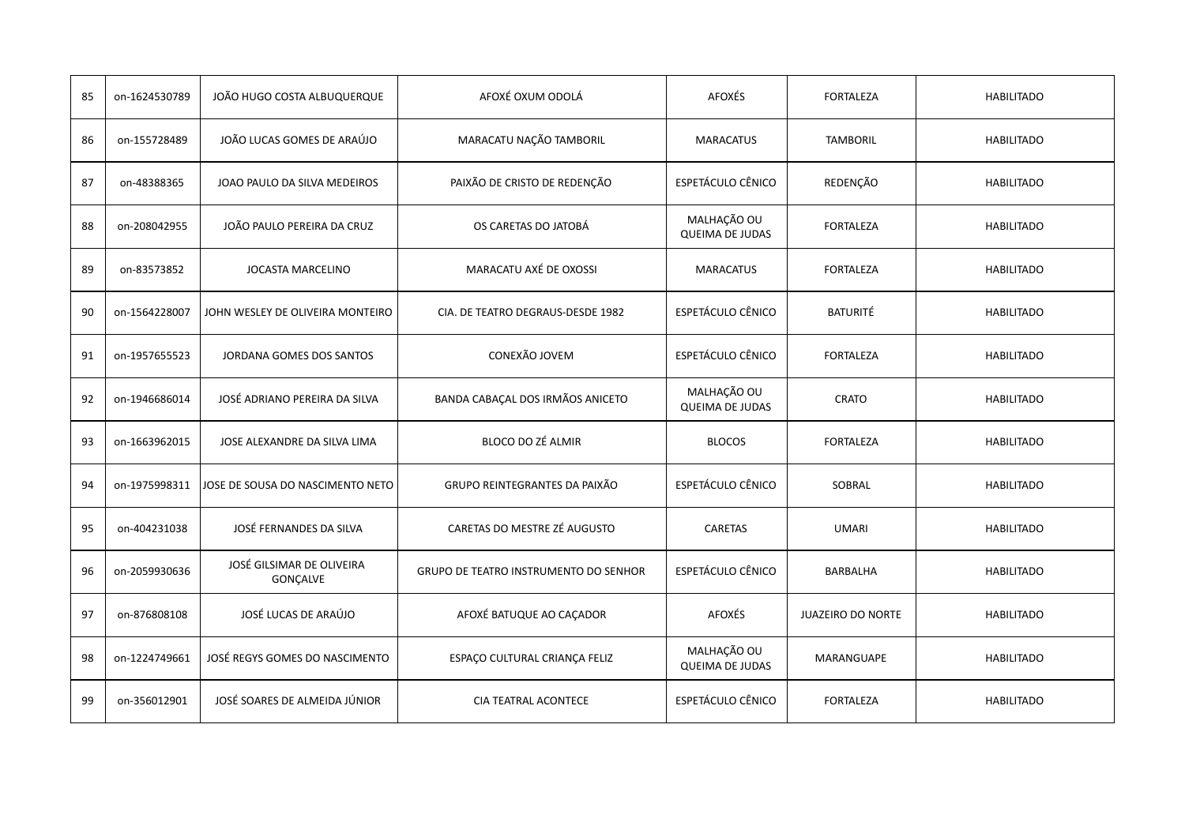| 85 | on-1624530789 | JOÃO HUGO COSTA ALBUQUERQUE | AFOXÉ OXUM ODOLÁ | AFOXÉS | FORTALEZA | HABILITADO |
|---|---|---|---|---|---|---|
| 86 | on-155728489 | JOÃO LUCAS GOMES DE ARAÚJO | MARACATU NAÇÃO TAMBORIL | MARACATUS | TAMBORIL | HABILITADO |
| 87 | on-48388365 | JOAO PAULO DA SILVA MEDEIROS | PAIXÃO DE CRISTO DE REDENÇÃO | ESPETÁCULO CÊNICO | REDENÇÃO | HABILITADO |
| 88 | on-208042955 | JOÃO PAULO PEREIRA DA CRUZ | OS CARETAS DO JATOBÁ | MALHAÇÃO OU QUEIMA DE JUDAS | FORTALEZA | HABILITADO |
| 89 | on-83573852 | JOCASTA MARCELINO | MARACATU AXÉ DE OXOSSI | MARACATUS | FORTALEZA | HABILITADO |
| 90 | on-1564228007 | JOHN WESLEY DE OLIVEIRA MONTEIRO | CIA. DE TEATRO DEGRAUS-DESDE 1982 | ESPETÁCULO CÊNICO | BATURITÉ | HABILITADO |
| 91 | on-1957655523 | JORDANA GOMES DOS SANTOS | CONEXÃO JOVEM | ESPETÁCULO CÊNICO | FORTALEZA | HABILITADO |
| 92 | on-1946686014 | JOSÉ ADRIANO PEREIRA DA SILVA | BANDA CABAÇAL DOS IRMÃOS ANICETO | MALHAÇÃO OU QUEIMA DE JUDAS | CRATO | HABILITADO |
| 93 | on-1663962015 | JOSE ALEXANDRE DA SILVA LIMA | BLOCO DO ZÉ ALMIR | BLOCOS | FORTALEZA | HABILITADO |
| 94 | on-1975998311 | JOSE DE SOUSA DO NASCIMENTO NETO | GRUPO REINTEGRANTES DA PAIXÃO | ESPETÁCULO CÊNICO | SOBRAL | HABILITADO |
| 95 | on-404231038 | JOSÉ FERNANDES DA SILVA | CARETAS DO MESTRE ZÉ AUGUSTO | CARETAS | UMARI | HABILITADO |
| 96 | on-2059930636 | JOSÉ GILSIMAR DE OLIVEIRA GONÇALVE | GRUPO DE TEATRO INSTRUMENTO DO SENHOR | ESPETÁCULO CÊNICO | BARBALHA | HABILITADO |
| 97 | on-876808108 | JOSÉ LUCAS DE ARAÚJO | AFOXÉ BATUQUE AO CAÇADOR | AFOXÉS | JUAZEIRO DO NORTE | HABILITADO |
| 98 | on-1224749661 | JOSÉ REGYS GOMES DO NASCIMENTO | ESPAÇO CULTURAL CRIANÇA FELIZ | MALHAÇÃO OU QUEIMA DE JUDAS | MARANGUAPE | HABILITADO |
| 99 | on-356012901 | JOSÉ SOARES DE ALMEIDA JÚNIOR | CIA TEATRAL ACONTECE | ESPETÁCULO CÊNICO | FORTALEZA | HABILITADO |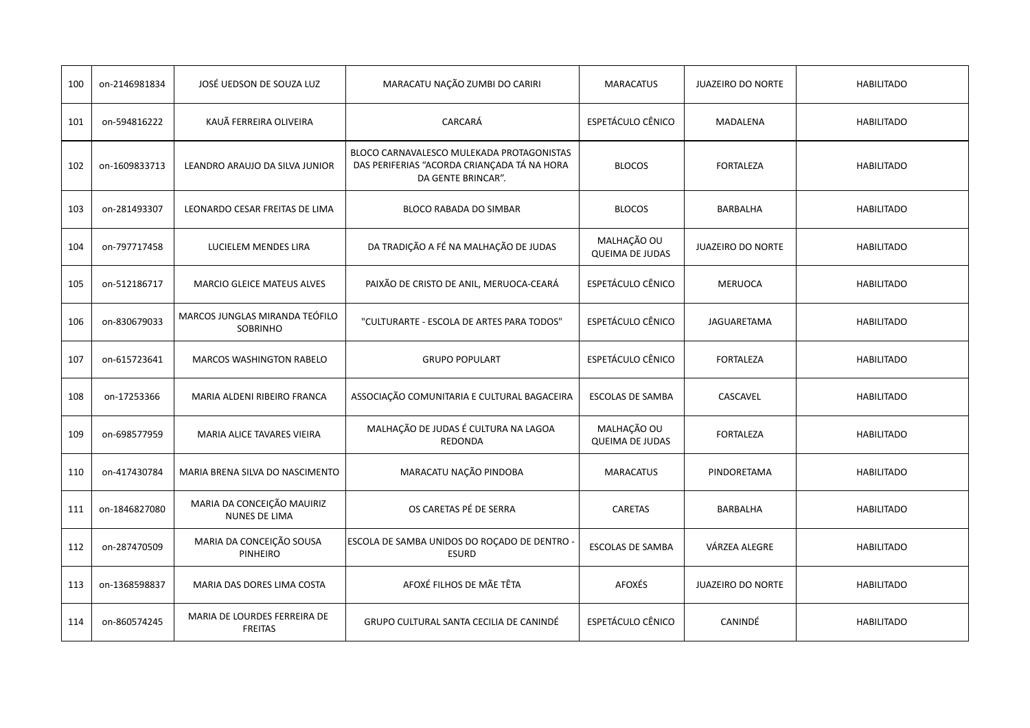| 100 | on-2146981834 | JOSÉ UEDSON DE SOUZA LUZ | MARACATU NAÇÃO ZUMBI DO CARIRI | MARACATUS | JUAZEIRO DO NORTE | HABILITADO |
|---|---|---|---|---|---|---|
| 101 | on-594816222 | KAUÃ FERREIRA OLIVEIRA | CARCARÁ | ESPETÁCULO CÊNICO | MADALENA | HABILITADO |
| 102 | on-1609833713 | LEANDRO ARAUJO DA SILVA JUNIOR | BLOCO CARNAVALESCO MULEKADA PROTAGONISTAS DAS PERIFERIAS "ACORDA CRIANÇADA TÁ NA HORA DA GENTE BRINCAR". | BLOCOS | FORTALEZA | HABILITADO |
| 103 | on-281493307 | LEONARDO CESAR FREITAS DE LIMA | BLOCO RABADA DO SIMBAR | BLOCOS | BARBALHA | HABILITADO |
| 104 | on-797717458 | LUCIELEM MENDES LIRA | DA TRADIÇÃO A FÉ NA MALHAÇÃO DE JUDAS | MALHAÇÃO OU QUEIMA DE JUDAS | JUAZEIRO DO NORTE | HABILITADO |
| 105 | on-512186717 | MARCIO GLEICE MATEUS ALVES | PAIXÃO DE CRISTO DE ANIL, MERUOCA-CEARÁ | ESPETÁCULO CÊNICO | MERUOCA | HABILITADO |
| 106 | on-830679033 | MARCOS JUNGLAS MIRANDA TEÓFILO SOBRINHO | "CULTURARTE - ESCOLA DE ARTES PARA TODOS" | ESPETÁCULO CÊNICO | JAGUARETAMA | HABILITADO |
| 107 | on-615723641 | MARCOS WASHINGTON RABELO | GRUPO POPULART | ESPETÁCULO CÊNICO | FORTALEZA | HABILITADO |
| 108 | on-17253366 | MARIA ALDENI RIBEIRO FRANCA | ASSOCIAÇÃO COMUNITARIA E CULTURAL BAGACEIRA | ESCOLAS DE SAMBA | CASCAVEL | HABILITADO |
| 109 | on-698577959 | MARIA ALICE TAVARES VIEIRA | MALHAÇÃO DE JUDAS É CULTURA NA LAGOA REDONDA | MALHAÇÃO OU QUEIMA DE JUDAS | FORTALEZA | HABILITADO |
| 110 | on-417430784 | MARIA BRENA SILVA DO NASCIMENTO | MARACATU NAÇÃO PINDOBA | MARACATUS | PINDORETAMA | HABILITADO |
| 111 | on-1846827080 | MARIA DA CONCEIÇÃO MAUIRIZ NUNES DE LIMA | OS CARETAS PÉ DE SERRA | CARETAS | BARBALHA | HABILITADO |
| 112 | on-287470509 | MARIA DA CONCEIÇÃO SOUSA PINHEIRO | ESCOLA DE SAMBA UNIDOS DO ROÇADO DE DENTRO - ESURD | ESCOLAS DE SAMBA | VÁRZEA ALEGRE | HABILITADO |
| 113 | on-1368598837 | MARIA DAS DORES LIMA COSTA | AFOXÉ FILHOS DE MÃE TÊTA | AFOXÉS | JUAZEIRO DO NORTE | HABILITADO |
| 114 | on-860574245 | MARIA DE LOURDES FERREIRA DE FREITAS | GRUPO CULTURAL SANTA CECILIA DE CANINDÉ | ESPETÁCULO CÊNICO | CANINDÉ | HABILITADO |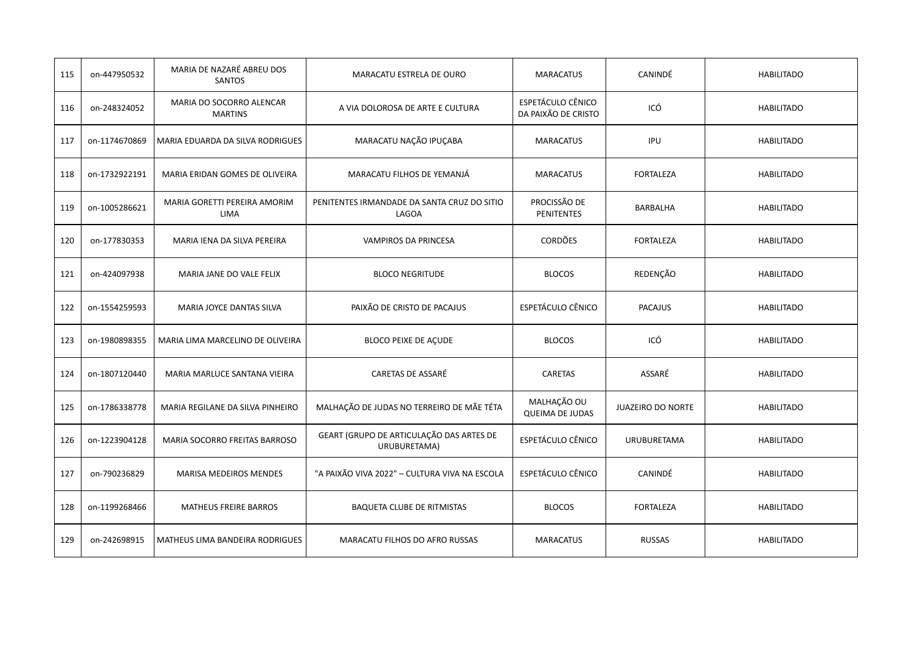| 115 | on-447950532 | MARIA DE NAZARÉ ABREU DOS SANTOS | MARACATU ESTRELA DE OURO | MARACATUS | CANINDÉ | HABILITADO |
|---|---|---|---|---|---|---|
| 116 | on-248324052 | MARIA DO SOCORRO ALENCAR MARTINS | A VIA DOLOROSA DE ARTE E CULTURA | ESPETÁCULO CÊNICO DA PAIXÃO DE CRISTO | ICÓ | HABILITADO |
| 117 | on-1174670869 | MARIA EDUARDA DA SILVA RODRIGUES | MARACATU NAÇÃO IPUÇABA | MARACATUS | IPU | HABILITADO |
| 118 | on-1732922191 | MARIA ERIDAN GOMES DE OLIVEIRA | MARACATU FILHOS DE YEMANJÁ | MARACATUS | FORTALEZA | HABILITADO |
| 119 | on-1005286621 | MARIA GORETTI PEREIRA AMORIM LIMA | PENITENTES IRMANDADE DA SANTA CRUZ DO SITIO LAGOA | PROCISSÃO DE PENITENTES | BARBALHA | HABILITADO |
| 120 | on-177830353 | MARIA IENA DA SILVA PEREIRA | VAMPIROS DA PRINCESA | CORDÕES | FORTALEZA | HABILITADO |
| 121 | on-424097938 | MARIA JANE DO VALE FELIX | BLOCO NEGRITUDE | BLOCOS | REDENÇÃO | HABILITADO |
| 122 | on-1554259593 | MARIA JOYCE DANTAS SILVA | PAIXÃO DE CRISTO DE PACAJUS | ESPETÁCULO CÊNICO | PACAJUS | HABILITADO |
| 123 | on-1980898355 | MARIA LIMA MARCELINO DE OLIVEIRA | BLOCO PEIXE DE AÇUDE | BLOCOS | ICÓ | HABILITADO |
| 124 | on-1807120440 | MARIA MARLUCE SANTANA VIEIRA | CARETAS DE ASSARÉ | CARETAS | ASSARÉ | HABILITADO |
| 125 | on-1786338778 | MARIA REGILANE DA SILVA PINHEIRO | MALHAÇÃO DE JUDAS NO TERREIRO DE MÃE TÉTA | MALHAÇÃO OU QUEIMA DE JUDAS | JUAZEIRO DO NORTE | HABILITADO |
| 126 | on-1223904128 | MARIA SOCORRO FREITAS BARROSO | GEART (GRUPO DE ARTICULAÇÃO DAS ARTES DE URUBURETAMA) | ESPETÁCULO CÊNICO | URUBURETAMA | HABILITADO |
| 127 | on-790236829 | MARISA MEDEIROS MENDES | "A PAIXÃO VIVA 2022" – CULTURA VIVA NA ESCOLA | ESPETÁCULO CÊNICO | CANINDÉ | HABILITADO |
| 128 | on-1199268466 | MATHEUS FREIRE BARROS | BAQUETA CLUBE DE RITMISTAS | BLOCOS | FORTALEZA | HABILITADO |
| 129 | on-242698915 | MATHEUS LIMA BANDEIRA RODRIGUES | MARACATU FILHOS DO AFRO RUSSAS | MARACATUS | RUSSAS | HABILITADO |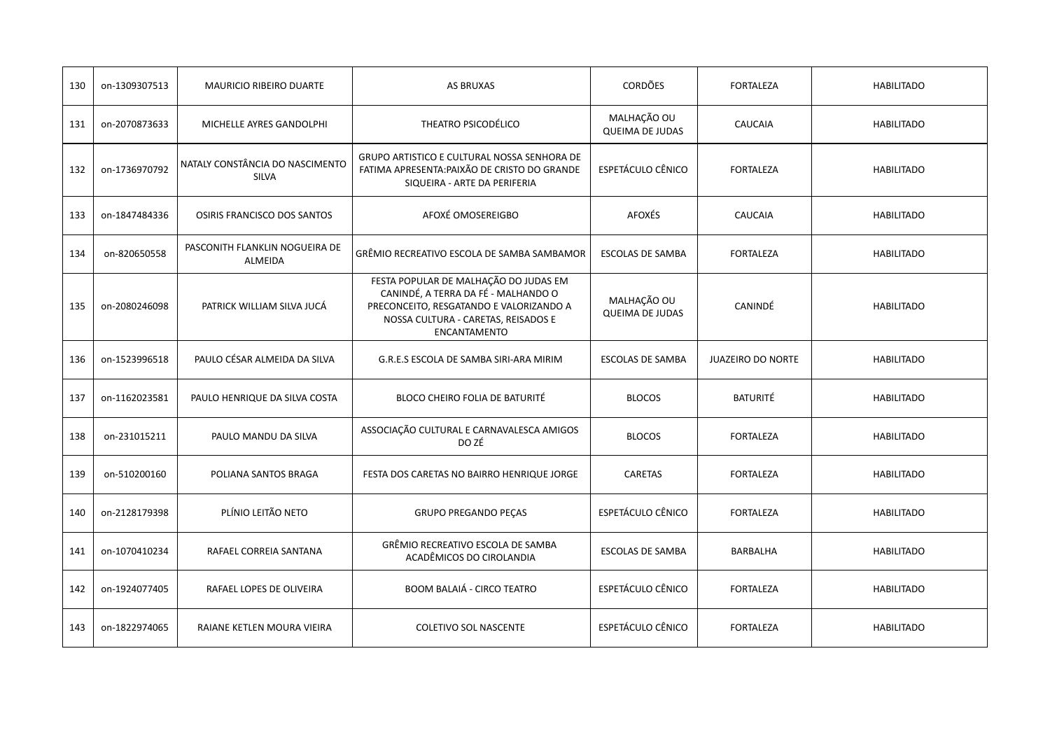| 130 | on-1309307513 | MAURICIO RIBEIRO DUARTE | AS BRUXAS | CORDÕES | FORTALEZA | HABILITADO |
|---|---|---|---|---|---|---|
| 131 | on-2070873633 | MICHELLE AYRES GANDOLPHI | THEATRO PSICODÉLICO | MALHAÇÃO OU QUEIMA DE JUDAS | CAUCAIA | HABILITADO |
| 132 | on-1736970792 | NATALY CONSTÂNCIA DO NASCIMENTO SILVA | GRUPO ARTISTICO E CULTURAL NOSSA SENHORA DE FATIMA APRESENTA:PAIXÃO DE CRISTO DO GRANDE SIQUEIRA - ARTE DA PERIFERIA | ESPETÁCULO CÊNICO | FORTALEZA | HABILITADO |
| 133 | on-1847484336 | OSIRIS FRANCISCO DOS SANTOS | AFOXÉ OMOSEREIGBO | AFOXÉS | CAUCAIA | HABILITADO |
| 134 | on-820650558 | PASCONITH FLANKLIN NOGUEIRA DE ALMEIDA | GRÊMIO RECREATIVO ESCOLA DE SAMBA SAMBAMOR | ESCOLAS DE SAMBA | FORTALEZA | HABILITADO |
| 135 | on-2080246098 | PATRICK WILLIAM SILVA JUCÁ | FESTA POPULAR DE MALHAÇÃO DO JUDAS EM CANINDÉ, A TERRA DA FÉ - MALHANDO O PRECONCEITO, RESGATANDO E VALORIZANDO A NOSSA CULTURA - CARETAS, REISADOS E ENCANTAMENTO | MALHAÇÃO OU QUEIMA DE JUDAS | CANINDÉ | HABILITADO |
| 136 | on-1523996518 | PAULO CÉSAR ALMEIDA DA SILVA | G.R.E.S ESCOLA DE SAMBA SIRI-ARA MIRIM | ESCOLAS DE SAMBA | JUAZEIRO DO NORTE | HABILITADO |
| 137 | on-1162023581 | PAULO HENRIQUE DA SILVA COSTA | BLOCO CHEIRO FOLIA DE BATURITÉ | BLOCOS | BATURITÉ | HABILITADO |
| 138 | on-231015211 | PAULO MANDU DA SILVA | ASSOCIAÇÃO CULTURAL E CARNAVALESCA AMIGOS DO ZÉ | BLOCOS | FORTALEZA | HABILITADO |
| 139 | on-510200160 | POLIANA SANTOS BRAGA | FESTA DOS CARETAS NO BAIRRO HENRIQUE JORGE | CARETAS | FORTALEZA | HABILITADO |
| 140 | on-2128179398 | PLÍNIO LEITÃO NETO | GRUPO PREGANDO PEÇAS | ESPETÁCULO CÊNICO | FORTALEZA | HABILITADO |
| 141 | on-1070410234 | RAFAEL CORREIA SANTANA | GRÊMIO RECREATIVO ESCOLA DE SAMBA ACADÊMICOS DO CIROLANDIA | ESCOLAS DE SAMBA | BARBALHA | HABILITADO |
| 142 | on-1924077405 | RAFAEL LOPES DE OLIVEIRA | BOOM BALAIÁ - CIRCO TEATRO | ESPETÁCULO CÊNICO | FORTALEZA | HABILITADO |
| 143 | on-1822974065 | RAIANE KETLEN MOURA VIEIRA | COLETIVO SOL NASCENTE | ESPETÁCULO CÊNICO | FORTALEZA | HABILITADO |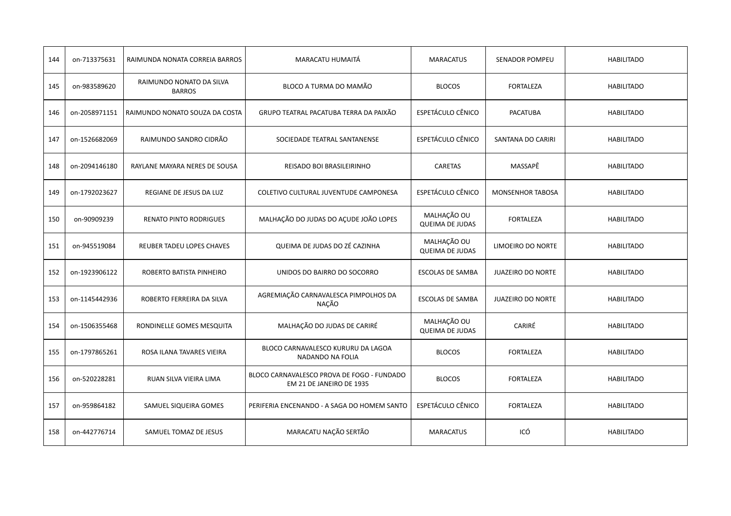| 144 | on-713375631 | RAIMUNDA NONATA CORREIA BARROS | MARACATU HUMAITÁ | MARACATUS | SENADOR POMPEU | HABILITADO |
|---|---|---|---|---|---|---|
| 145 | on-983589620 | RAIMUNDO NONATO DA SILVA BARROS | BLOCO A TURMA DO MAMÃO | BLOCOS | FORTALEZA | HABILITADO |
| 146 | on-2058971151 | RAIMUNDO NONATO SOUZA DA COSTA | GRUPO TEATRAL PACATUBA TERRA DA PAIXÃO | ESPETÁCULO CÊNICO | PACATUBA | HABILITADO |
| 147 | on-1526682069 | RAIMUNDO SANDRO CIDRÃO | SOCIEDADE TEATRAL SANTANENSE | ESPETÁCULO CÊNICO | SANTANA DO CARIRI | HABILITADO |
| 148 | on-2094146180 | RAYLANE MAYARA NERES DE SOUSA | REISADO BOI BRASILEIRINHO | CARETAS | MASSAPÊ | HABILITADO |
| 149 | on-1792023627 | REGIANE DE JESUS DA LUZ | COLETIVO CULTURAL JUVENTUDE CAMPONESA | ESPETÁCULO CÊNICO | MONSENHOR TABOSA | HABILITADO |
| 150 | on-90909239 | RENATO PINTO RODRIGUES | MALHAÇÃO DO JUDAS DO AÇUDE JOÃO LOPES | MALHAÇÃO OU QUEIMA DE JUDAS | FORTALEZA | HABILITADO |
| 151 | on-945519084 | REUBER TADEU LOPES CHAVES | QUEIMA DE JUDAS DO ZÉ CAZINHA | MALHAÇÃO OU QUEIMA DE JUDAS | LIMOEIRO DO NORTE | HABILITADO |
| 152 | on-1923906122 | ROBERTO BATISTA PINHEIRO | UNIDOS DO BAIRRO DO SOCORRO | ESCOLAS DE SAMBA | JUAZEIRO DO NORTE | HABILITADO |
| 153 | on-1145442936 | ROBERTO FERREIRA DA SILVA | AGREMIAÇÃO CARNAVALESCA PIMPOLHOS DA NAÇÃO | ESCOLAS DE SAMBA | JUAZEIRO DO NORTE | HABILITADO |
| 154 | on-1506355468 | RONDINELLE GOMES MESQUITA | MALHAÇÃO DO JUDAS DE CARIRÉ | MALHAÇÃO OU QUEIMA DE JUDAS | CARIRÉ | HABILITADO |
| 155 | on-1797865261 | ROSA ILANA TAVARES VIEIRA | BLOCO CARNAVALESCO KURURU DA LAGOA NADANDO NA FOLIA | BLOCOS | FORTALEZA | HABILITADO |
| 156 | on-520228281 | RUAN SILVA VIEIRA LIMA | BLOCO CARNAVALESCO PROVA DE FOGO - FUNDADO EM 21 DE JANEIRO DE 1935 | BLOCOS | FORTALEZA | HABILITADO |
| 157 | on-959864182 | SAMUEL SIQUEIRA GOMES | PERIFERIA ENCENANDO - A SAGA DO HOMEM SANTO | ESPETÁCULO CÊNICO | FORTALEZA | HABILITADO |
| 158 | on-442776714 | SAMUEL TOMAZ DE JESUS | MARACATU NAÇÃO SERTÃO | MARACATUS | ICÓ | HABILITADO |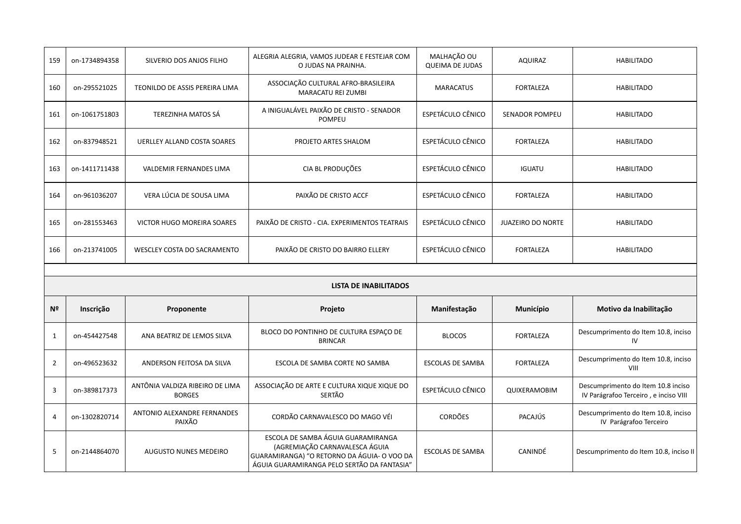| | | | | | | |
|---|---|---|---|---|---|---|
| 159 | on-1734894358 | SILVERIO DOS ANJOS FILHO | ALEGRIA ALEGRIA, VAMOS JUDEAR E FESTEJAR COM O JUDAS NA PRAINHA. | MALHAÇÃO OU QUEIMA DE JUDAS | AQUIRAZ | HABILITADO |
| 160 | on-295521025 | TEONILDO DE ASSIS PEREIRA LIMA | ASSOCIAÇÃO CULTURAL AFRO-BRASILEIRA MARACATU REI ZUMBI | MARACATUS | FORTALEZA | HABILITADO |
| 161 | on-1061751803 | TEREZINHA MATOS SÁ | A INIGUALÁVEL PAIXÃO DE CRISTO - SENADOR POMPEU | ESPETÁCULO CÊNICO | SENADOR POMPEU | HABILITADO |
| 162 | on-837948521 | UERLLEY ALLAND COSTA SOARES | PROJETO ARTES SHALOM | ESPETÁCULO CÊNICO | FORTALEZA | HABILITADO |
| 163 | on-1411711438 | VALDEMIR FERNANDES LIMA | CIA BL PRODUÇÕES | ESPETÁCULO CÊNICO | IGUATU | HABILITADO |
| 164 | on-961036207 | VERA LÚCIA DE SOUSA LIMA | PAIXÃO DE CRISTO ACCF | ESPETÁCULO CÊNICO | FORTALEZA | HABILITADO |
| 165 | on-281553463 | VICTOR HUGO MOREIRA SOARES | PAIXÃO DE CRISTO - CIA. EXPERIMENTOS TEATRAIS | ESPETÁCULO CÊNICO | JUAZEIRO DO NORTE | HABILITADO |
| 166 | on-213741005 | WESCLEY COSTA DO SACRAMENTO | PAIXÃO DE CRISTO DO BAIRRO ELLERY | ESPETÁCULO CÊNICO | FORTALEZA | HABILITADO |

**LISTA DE INABILITADOS**

| Nº | Inscrição | Proponente | Projeto | Manifestação | Município | Motivo da Inabilitação |
|---|---|---|---|---|---|---|
| 1 | on-454427548 | ANA BEATRIZ DE LEMOS SILVA | BLOCO DO PONTINHO DE CULTURA ESPAÇO DE BRINCAR | BLOCOS | FORTALEZA | Descumprimento do Item 10.8, inciso IV |
| 2 | on-496523632 | ANDERSON FEITOSA DA SILVA | ESCOLA DE SAMBA CORTE NO SAMBA | ESCOLAS DE SAMBA | FORTALEZA | Descumprimento do Item 10.8, inciso VIII |
| 3 | on-389817373 | ANTÔNIA VALDIZA RIBEIRO DE LIMA BORGES | ASSOCIAÇÃO DE ARTE E CULTURA XIQUE XIQUE DO SERTÃO | ESPETÁCULO CÊNICO | QUIXERAMOBIM | Descumprimento do Item 10.8 inciso IV Parágrafoo Terceiro , e inciso VIII |
| 4 | on-1302820714 | ANTONIO ALEXANDRE FERNANDES PAIXÃO | CORDÃO CARNAVALESCO DO MAGO VÉI | CORDÕES | PACAJÚS | Descumprimento do Item 10.8, inciso IV Parágrafoo Terceiro |
| 5 | on-2144864070 | AUGUSTO NUNES MEDEIRO | ESCOLA DE SAMBA ÁGUIA GUARAMIRANGA (AGREMIAÇÃO CARNAVALESCA ÁGUIA GUARAMIRANGA) "O RETORNO DA ÁGUIA- O VOO DA ÁGUIA GUARAMIRANGA PELO SERTÃO DA FANTASIA" | ESCOLAS DE SAMBA | CANINDÉ | Descumprimento do Item 10.8, inciso II |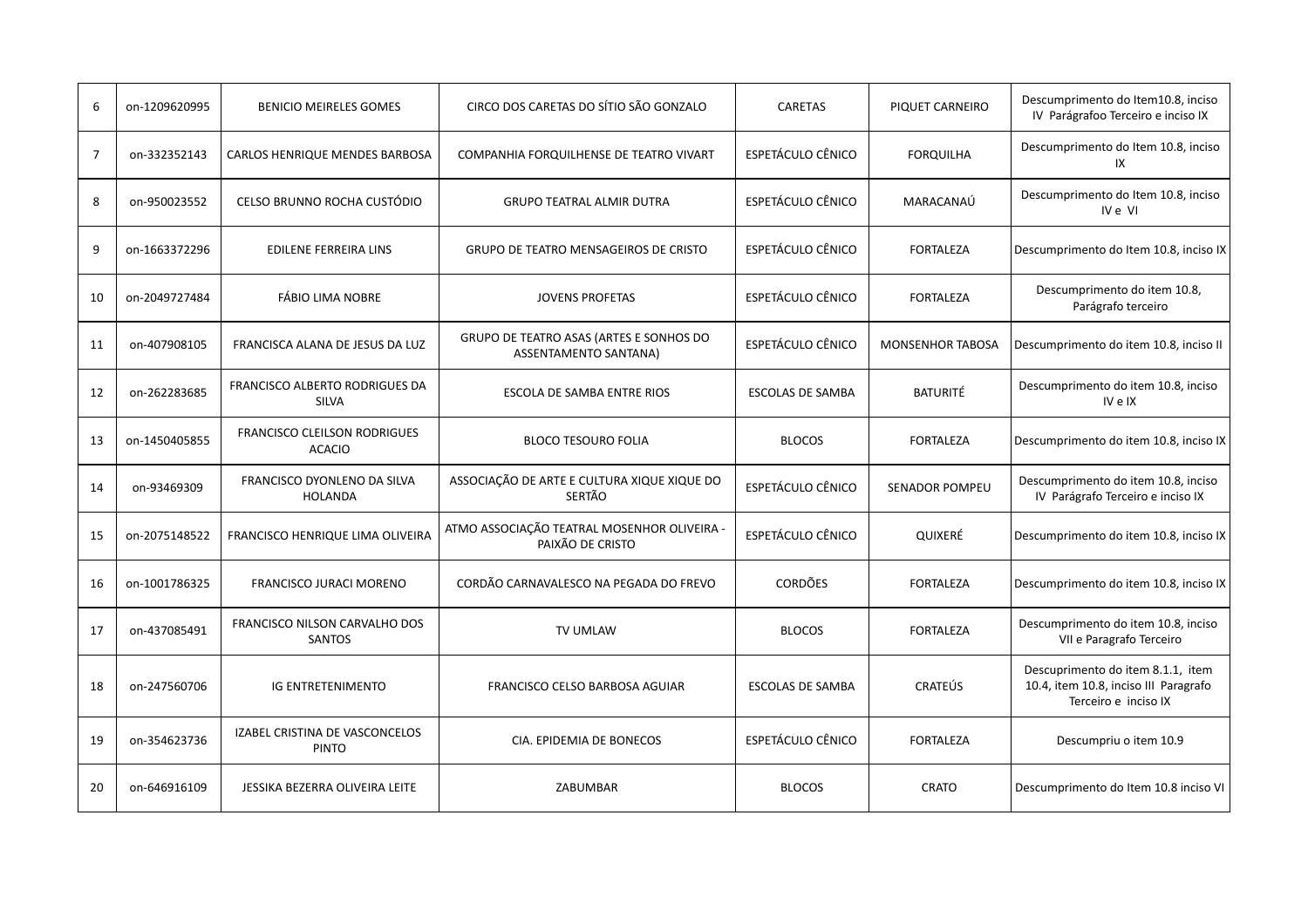| | | | | | | |
|---|---|---|---|---|---|---|
| 6 | on-1209620995 | BENICIO MEIRELES GOMES | CIRCO DOS CARETAS DO SÍTIO SÃO GONZALO | CARETAS | PIQUET CARNEIRO | Descumprimento do Item10.8, inciso IV Parágrafoo Terceiro e inciso IX |
| 7 | on-332352143 | CARLOS HENRIQUE MENDES BARBOSA | COMPANHIA FORQUILHENSE DE TEATRO VIVART | ESPETÁCULO CÊNICO | FORQUILHA | Descumprimento do Item 10.8, inciso IX |
| 8 | on-950023552 | CELSO BRUNNO ROCHA CUSTÓDIO | GRUPO TEATRAL ALMIR DUTRA | ESPETÁCULO CÊNICO | MARACANAÚ | Descumprimento do Item 10.8, inciso IV e VI |
| 9 | on-1663372296 | EDILENE FERREIRA LINS | GRUPO DE TEATRO MENSAGEIROS DE CRISTO | ESPETÁCULO CÊNICO | FORTALEZA | Descumprimento do Item 10.8, inciso IX |
| 10 | on-2049727484 | FÁBIO LIMA NOBRE | JOVENS PROFETAS | ESPETÁCULO CÊNICO | FORTALEZA | Descumprimento do item 10.8, Parágrafo terceiro |
| 11 | on-407908105 | FRANCISCA ALANA DE JESUS DA LUZ | GRUPO DE TEATRO ASAS (ARTES E SONHOS DO ASSENTAMENTO SANTANA) | ESPETÁCULO CÊNICO | MONSENHOR TABOSA | Descumprimento do item 10.8, inciso II |
| 12 | on-262283685 | FRANCISCO ALBERTO RODRIGUES DA SILVA | ESCOLA DE SAMBA ENTRE RIOS | ESCOLAS DE SAMBA | BATURITÉ | Descumprimento do item 10.8, inciso IV e IX |
| 13 | on-1450405855 | FRANCISCO CLEILSON RODRIGUES ACACIO | BLOCO TESOURO FOLIA | BLOCOS | FORTALEZA | Descumprimento do item 10.8, inciso IX |
| 14 | on-93469309 | FRANCISCO DYONLENO DA SILVA HOLANDA | ASSOCIAÇÃO DE ARTE E CULTURA XIQUE XIQUE DO SERTÃO | ESPETÁCULO CÊNICO | SENADOR POMPEU | Descumprimento do item 10.8, inciso IV Parágrafo Terceiro e inciso IX |
| 15 | on-2075148522 | FRANCISCO HENRIQUE LIMA OLIVEIRA | ATMO ASSOCIAÇÃO TEATRAL MOSENHOR OLIVEIRA - PAIXÃO DE CRISTO | ESPETÁCULO CÊNICO | QUIXERÉ | Descumprimento do item 10.8, inciso IX |
| 16 | on-1001786325 | FRANCISCO JURACI MORENO | CORDÃO CARNAVALESCO NA PEGADA DO FREVO | CORDÕES | FORTALEZA | Descumprimento do item 10.8, inciso IX |
| 17 | on-437085491 | FRANCISCO NILSON CARVALHO DOS SANTOS | TV UMLAW | BLOCOS | FORTALEZA | Descumprimento do item 10.8, inciso VII e Paragrafo Terceiro |
| 18 | on-247560706 | IG ENTRETENIMENTO | FRANCISCO CELSO BARBOSA AGUIAR | ESCOLAS DE SAMBA | CRATEÚS | Descumprimento do item 8.1.1, item 10.4, item 10.8, inciso III Paragrafo Terceiro e inciso IX |
| 19 | on-354623736 | IZABEL CRISTINA DE VASCONCELOS PINTO | CIA. EPIDEMIA DE BONECOS | ESPETÁCULO CÊNICO | FORTALEZA | Descumpriu o item 10.9 |
| 20 | on-646916109 | JESSIKA BEZERRA OLIVEIRA LEITE | ZABUMBAR | BLOCOS | CRATO | Descumprimento do Item 10.8 inciso VI |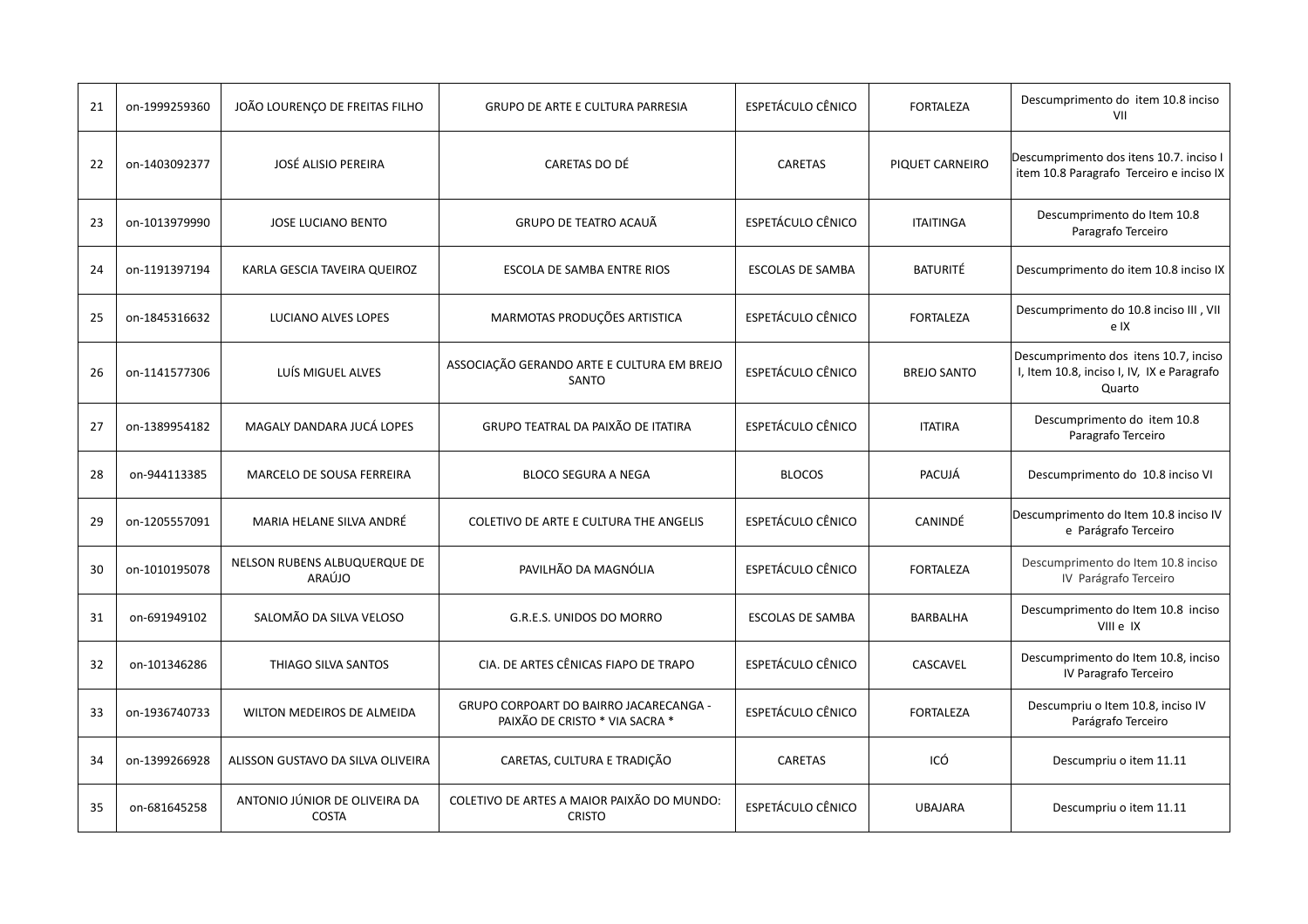| 21 | on-1999259360 | JOÃO LOURENÇO DE FREITAS FILHO | GRUPO DE ARTE E CULTURA PARRESIA | ESPETÁCULO CÊNICO | FORTALEZA | Descumprimento do item 10.8 inciso VII |
|---|---|---|---|---|---|---|
| 22 | on-1403092377 | JOSÉ ALISIO PEREIRA | CARETAS DO DÉ | CARETAS | PIQUET CARNEIRO | Descumprimento dos itens 10.7. inciso I item 10.8 Paragrafo Terceiro e inciso IX |
| 23 | on-1013979990 | JOSE LUCIANO BENTO | GRUPO DE TEATRO ACAUÃ | ESPETÁCULO CÊNICO | ITAITINGA | Descumprimento do Item 10.8 Paragrafo Terceiro |
| 24 | on-1191397194 | KARLA GESCIA TAVEIRA QUEIROZ | ESCOLA DE SAMBA ENTRE RIOS | ESCOLAS DE SAMBA | BATURITÉ | Descumprimento do item 10.8 inciso IX |
| 25 | on-1845316632 | LUCIANO ALVES LOPES | MARMOTAS PRODUÇÕES ARTISTICA | ESPETÁCULO CÊNICO | FORTALEZA | Descumprimento do 10.8 inciso III , VII e IX |
| 26 | on-1141577306 | LUÍS MIGUEL ALVES | ASSOCIAÇÃO GERANDO ARTE E CULTURA EM BREJO SANTO | ESPETÁCULO CÊNICO | BREJO SANTO | Descumprimento dos itens 10.7, inciso I, Item 10.8, inciso I, IV, IX e Paragrafo Quarto |
| 27 | on-1389954182 | MAGALY DANDARA JUCÁ LOPES | GRUPO TEATRAL DA PAIXÃO DE ITATIRA | ESPETÁCULO CÊNICO | ITATIRA | Descumprimento do item 10.8 Paragrafo Terceiro |
| 28 | on-944113385 | MARCELO DE SOUSA FERREIRA | BLOCO SEGURA A NEGA | BLOCOS | PACUJÁ | Descumprimento do 10.8 inciso VI |
| 29 | on-1205557091 | MARIA HELANE SILVA ANDRÉ | COLETIVO DE ARTE E CULTURA THE ANGELIS | ESPETÁCULO CÊNICO | CANINDÉ | Descumprimento do Item 10.8 inciso IV e Parágrafo Terceiro |
| 30 | on-1010195078 | NELSON RUBENS ALBUQUERQUE DE ARAÚJO | PAVILHÃO DA MAGNÓLIA | ESPETÁCULO CÊNICO | FORTALEZA | Descumprimento do Item 10.8 inciso IV Parágrafo Terceiro |
| 31 | on-691949102 | SALOMÃO DA SILVA VELOSO | G.R.E.S. UNIDOS DO MORRO | ESCOLAS DE SAMBA | BARBALHA | Descumprimento do Item 10.8 inciso VIII e IX |
| 32 | on-101346286 | THIAGO SILVA SANTOS | CIA. DE ARTES CÊNICAS FIAPO DE TRAPO | ESPETÁCULO CÊNICO | CASCAVEL | Descumprimento do Item 10.8, inciso IV Paragrafo Terceiro |
| 33 | on-1936740733 | WILTON MEDEIROS DE ALMEIDA | GRUPO CORPOART DO BAIRRO JACARECANGA - PAIXÃO DE CRISTO * VIA SACRA * | ESPETÁCULO CÊNICO | FORTALEZA | Descumpriu o Item 10.8, inciso IV Parágrafo Terceiro |
| 34 | on-1399266928 | ALISSON GUSTAVO DA SILVA OLIVEIRA | CARETAS, CULTURA E TRADIÇÃO | CARETAS | ICÓ | Descumpriu o item 11.11 |
| 35 | on-681645258 | ANTONIO JÚNIOR DE OLIVEIRA DA COSTA | COLETIVO DE ARTES A MAIOR PAIXÃO DO MUNDO: CRISTO | ESPETÁCULO CÊNICO | UBAJARA | Descumpriu o item 11.11 |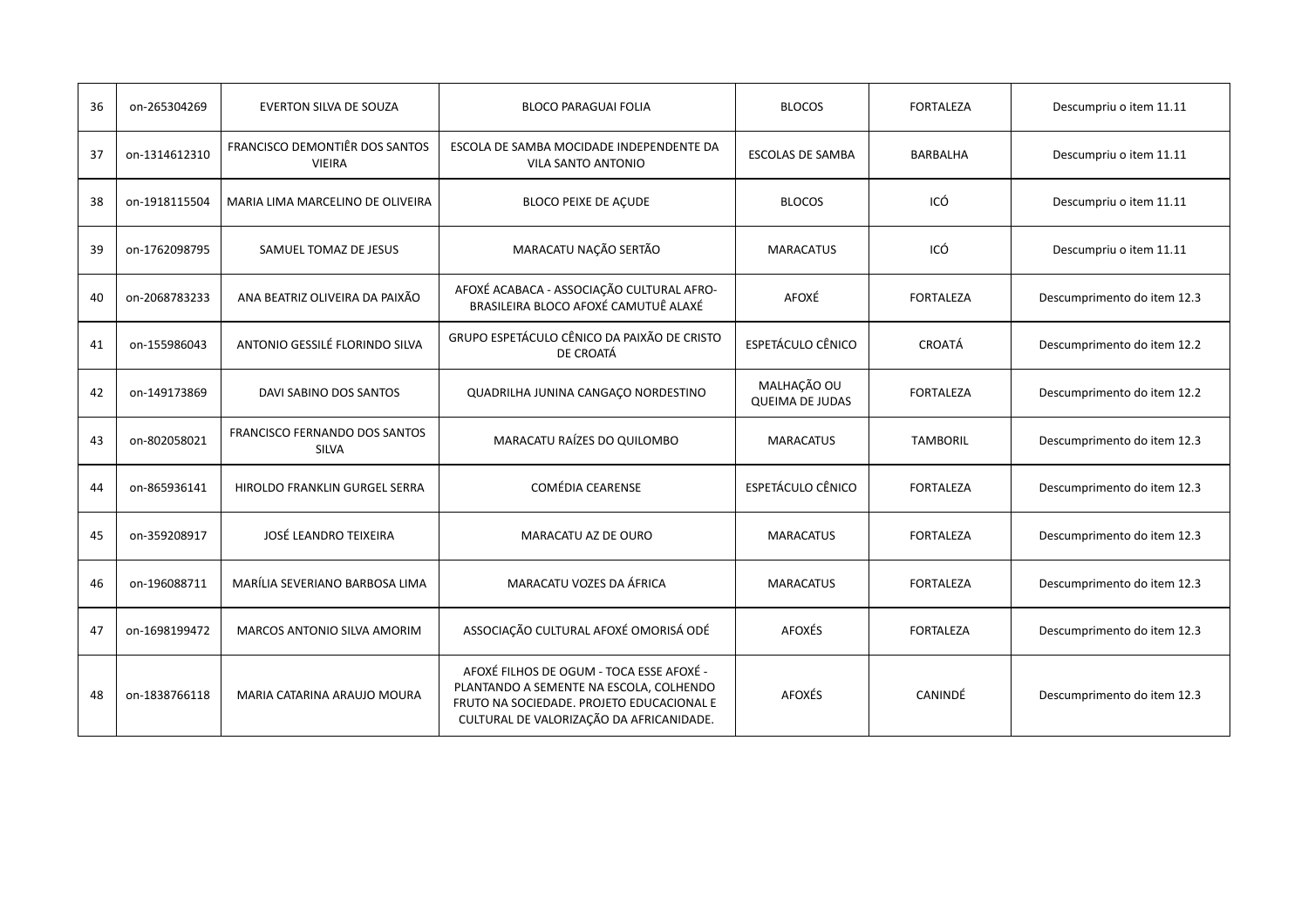| | | | | | | |
|---|---|---|---|---|---|---|
| 36 | on-265304269 | EVERTON SILVA DE SOUZA | BLOCO PARAGUAI FOLIA | BLOCOS | FORTALEZA | Descumpriu o item 11.11 |
| 37 | on-1314612310 | FRANCISCO DEMONTIÊR DOS SANTOS VIEIRA | ESCOLA DE SAMBA MOCIDADE INDEPENDENTE DA VILA SANTO ANTONIO | ESCOLAS DE SAMBA | BARBALHA | Descumpriu o item 11.11 |
| 38 | on-1918115504 | MARIA LIMA MARCELINO DE OLIVEIRA | BLOCO PEIXE DE AÇUDE | BLOCOS | ICÓ | Descumpriu o item 11.11 |
| 39 | on-1762098795 | SAMUEL TOMAZ DE JESUS | MARACATU NAÇÃO SERTÃO | MARACATUS | ICÓ | Descumpriu o item 11.11 |
| 40 | on-2068783233 | ANA BEATRIZ OLIVEIRA DA PAIXÃO | AFOXÉ ACABACA - ASSOCIAÇÃO CULTURAL AFRO-BRASILEIRA BLOCO AFOXÉ CAMUTUÊ ALAXÉ | AFOXÉ | FORTALEZA | Descumprimento do item 12.3 |
| 41 | on-155986043 | ANTONIO GESSILÉ FLORINDO SILVA | GRUPO ESPETÁCULO CÊNICO DA PAIXÃO DE CRISTO DE CROATÁ | ESPETÁCULO CÊNICO | CROATÁ | Descumprimento do item 12.2 |
| 42 | on-149173869 | DAVI SABINO DOS SANTOS | QUADRILHA JUNINA CANGAÇO NORDESTINO | MALHAÇÃO OU QUEIMA DE JUDAS | FORTALEZA | Descumprimento do item 12.2 |
| 43 | on-802058021 | FRANCISCO FERNANDO DOS SANTOS SILVA | MARACATU RAÍZES DO QUILOMBO | MARACATUS | TAMBORIL | Descumprimento do item 12.3 |
| 44 | on-865936141 | HIROLDO FRANKLIN GURGEL SERRA | COMÉDIA CEARENSE | ESPETÁCULO CÊNICO | FORTALEZA | Descumprimento do item 12.3 |
| 45 | on-359208917 | JOSÉ LEANDRO TEIXEIRA | MARACATU AZ DE OURO | MARACATUS | FORTALEZA | Descumprimento do item 12.3 |
| 46 | on-196088711 | MARÍLIA SEVERIANO BARBOSA LIMA | MARACATU VOZES DA ÁFRICA | MARACATUS | FORTALEZA | Descumprimento do item 12.3 |
| 47 | on-1698199472 | MARCOS ANTONIO SILVA AMORIM | ASSOCIAÇÃO CULTURAL AFOXÉ OMORISÁ ODÉ | AFOXÉS | FORTALEZA | Descumprimento do item 12.3 |
| 48 | on-1838766118 | MARIA CATARINA ARAUJO MOURA | AFOXÉ FILHOS DE OGUM - TOCA ESSE AFOXÉ - PLANTANDO A SEMENTE NA ESCOLA, COLHENDO FRUTO NA SOCIEDADE. PROJETO EDUCACIONAL E CULTURAL DE VALORIZAÇÃO DA AFRICANIDADE. | AFOXÉS | CANINDÉ | Descumprimento do item 12.3 |